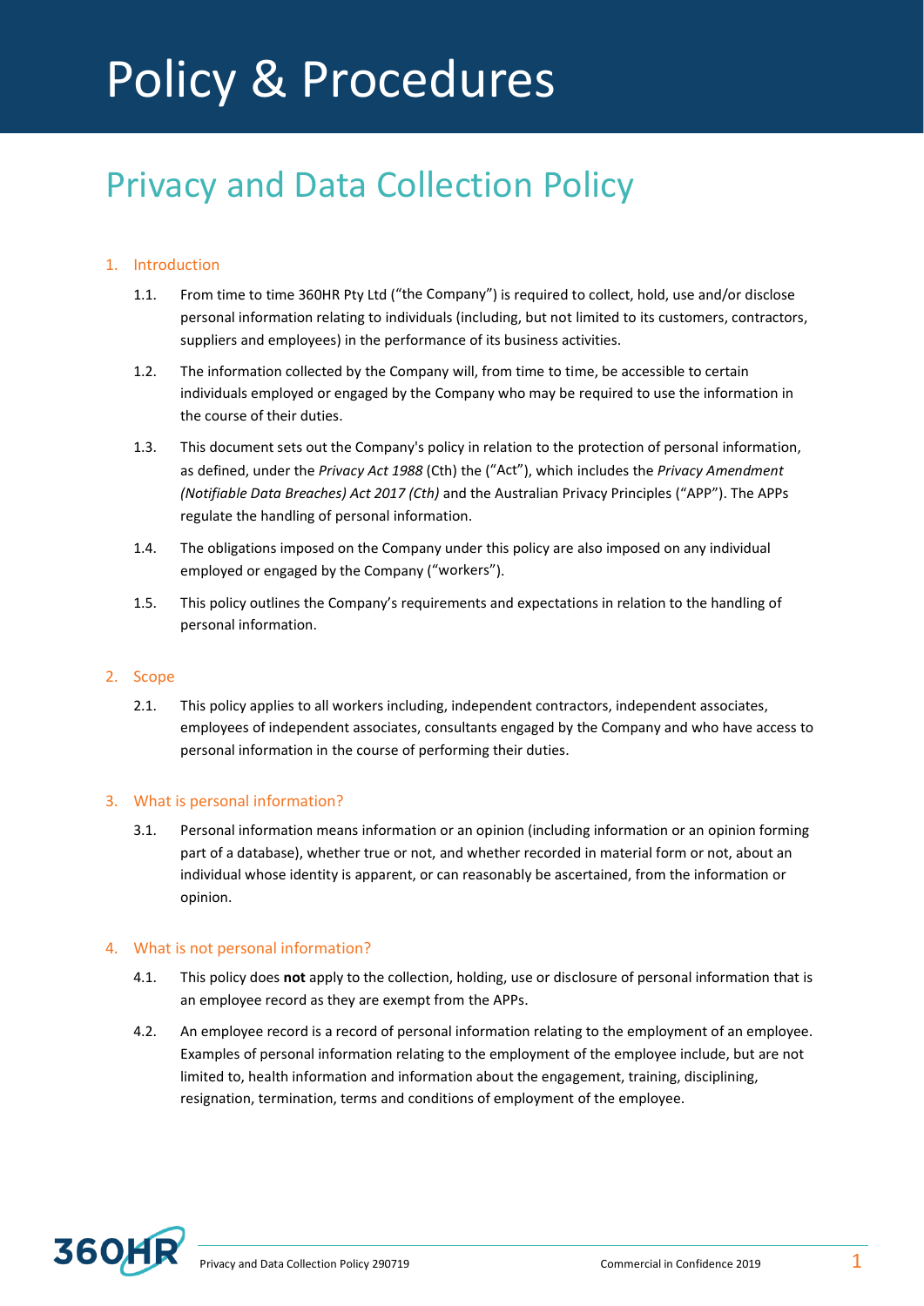# Policy & Procedures

## Privacy and Data Collection Policy

### 1. Introduction

1.1. From time to time 360HR Pty Ltd ("the Company") is required to collect, hold, use and/or disclose personal information relating to individuals (including, but not limited to its customers, contractors, suppliers and employees) in the performance of its business activities.

1.2. The information collected by the Company will, from time to time, be accessible to certain individuals employed or engaged by the Company who may be required to use the information in the course of their duties.

1.3. This document sets out the Company's policy in relation to the protection of personal information, as defined, under the *Privacy Act 1988* (Cth) the ("Act"), which includes the *Privacy Amendment (Notifiable Data Breaches) Act 2017 (Cth)* and the Australian Privacy Principles ("APP"). The APPs regulate the handling of personal information.

1.4. The obligations imposed on the Company under this policy are also imposed on any individual employed or engaged by the Company ("workers").

1.5. This policy outlines the Company's requirements and expectations in relation to the handling of personal information.

### 2. Scope

2.1. This policy applies to all workers including, independent contractors, independent associates, employees of independent associates, consultants engaged by the Company and who have access to personal information in the course of performing their duties.

### 3. What is personal information?

3.1. Personal information means information or an opinion (including information or an opinion forming part of a database), whether true or not, and whether recorded in material form or not, about an individual whose identity is apparent, or can reasonably be ascertained, from the information or opinion.

### 4. What is not personal information?

4.1. This policy does **not** apply to the collection, holding, use or disclosure of personal information that is an employee record as they are exempt from the APPs.

4.2. An employee record is a record of personal information relating to the employment of an employee. Examples of personal information relating to the employment of the employee include, but are not limited to, health information and information about the engagement, training, disciplining, resignation, termination, terms and conditions of employment of the employee.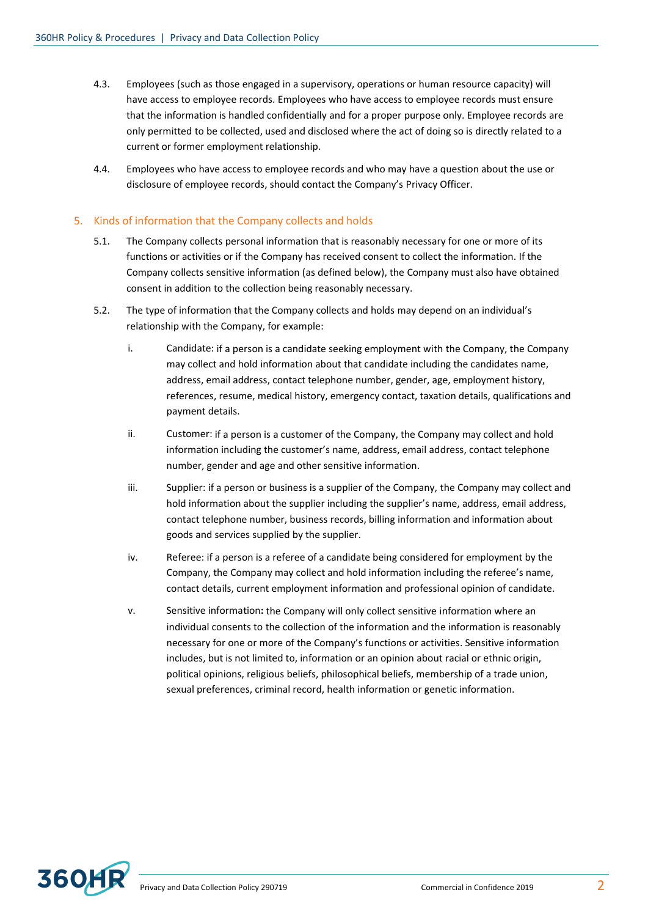4.3. Employees (such as those engaged in a supervisory, operations or human resource capacity) will have access to employee records. Employees who have access to employee records must ensure that the information is handled confidentially and for a proper purpose only. Employee records are only permitted to be collected, used and disclosed where the act of doing so is directly related to a current or former employment relationship.

4.4. Employees who have access to employee records and who may have a question about the use or disclosure of employee records, should contact the Company's Privacy Officer.

## 5. Kinds of information that the Company collects and holds

5.1. The Company collects personal information that is reasonably necessary for one or more of its functions or activities or if the Company has received consent to collect the information. If the Company collects sensitive information (as defined below), the Company must also have obtained consent in addition to the collection being reasonably necessary.

5.2. The type of information that the Company collects and holds may depend on an individual's relationship with the Company, for example:

i. Candidate: if a person is a candidate seeking employment with the Company, the Company may collect and hold information about that candidate including the candidates name, address, email address, contact telephone number, gender, age, employment history, references, resume, medical history, emergency contact, taxation details, qualifications and payment details.

ii. Customer: if a person is a customer of the Company, the Company may collect and hold information including the customer's name, address, email address, contact telephone number, gender and age and other sensitive information.

iii. Supplier: if a person or business is a supplier of the Company, the Company may collect and hold information about the supplier including the supplier's name, address, email address, contact telephone number, business records, billing information and information about goods and services supplied by the supplier.

iv. Referee: if a person is a referee of a candidate being considered for employment by the Company, the Company may collect and hold information including the referee's name, contact details, current employment information and professional opinion of candidate.

v. Sensitive information**:** the Company will only collect sensitive information where an individual consents to the collection of the information and the information is reasonably necessary for one or more of the Company's functions or activities. Sensitive information includes, but is not limited to, information or an opinion about racial or ethnic origin, political opinions, religious beliefs, philosophical beliefs, membership of a trade union, sexual preferences, criminal record, health information or genetic information.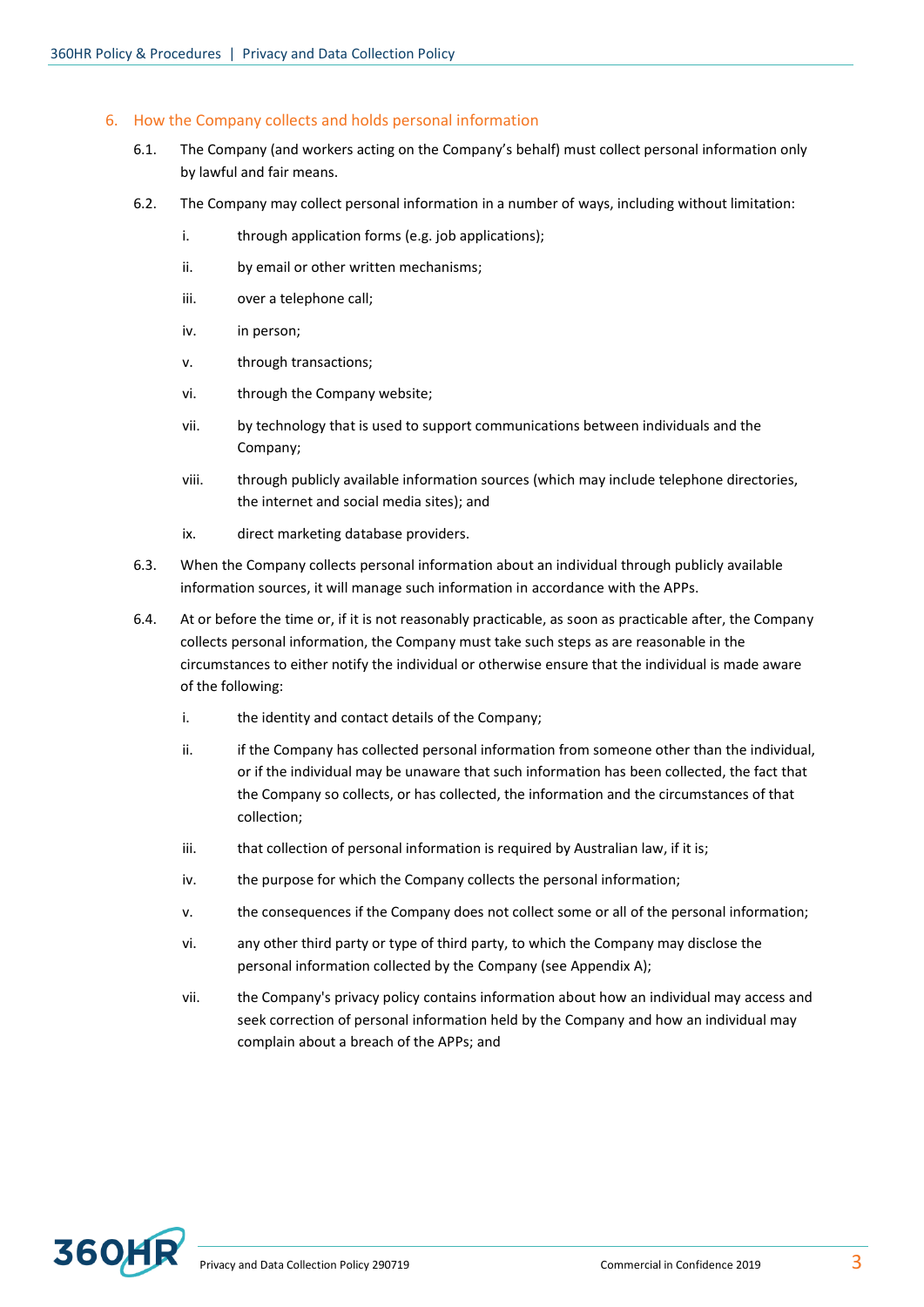## 6. How the Company collects and holds personal information

6.1. The Company (and workers acting on the Company's behalf) must collect personal information only by lawful and fair means.

6.2. The Company may collect personal information in a number of ways, including without limitation:

i. through application forms (e.g. job applications);

ii. by email or other written mechanisms;

iii. over a telephone call;

iv. in person;

v. through transactions;

vi. through the Company website;

vii. by technology that is used to support communications between individuals and the Company;

viii. through publicly available information sources (which may include telephone directories, the internet and social media sites); and

ix. direct marketing database providers.

6.3. When the Company collects personal information about an individual through publicly available information sources, it will manage such information in accordance with the APPs.

6.4. At or before the time or, if it is not reasonably practicable, as soon as practicable after, the Company collects personal information, the Company must take such steps as are reasonable in the circumstances to either notify the individual or otherwise ensure that the individual is made aware of the following:

i. the identity and contact details of the Company;

ii. if the Company has collected personal information from someone other than the individual, or if the individual may be unaware that such information has been collected, the fact that the Company so collects, or has collected, the information and the circumstances of that collection;

iii. that collection of personal information is required by Australian law, if it is;

iv. the purpose for which the Company collects the personal information;

v. the consequences if the Company does not collect some or all of the personal information;

vi. any other third party or type of third party, to which the Company may disclose the personal information collected by the Company (see Appendix A);

vii. the Company's privacy policy contains information about how an individual may access and seek correction of personal information held by the Company and how an individual may complain about a breach of the APPs; and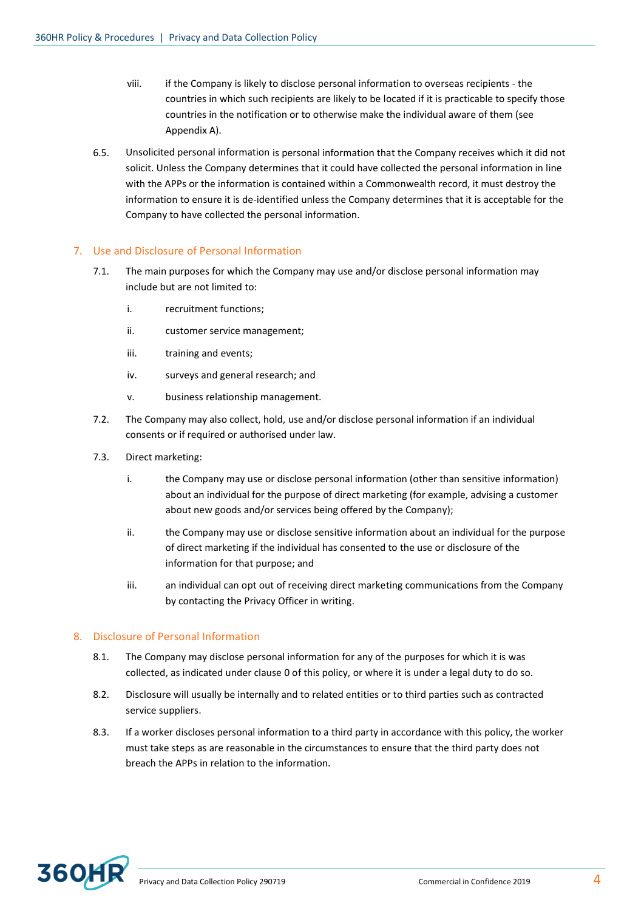viii. if the Company is likely to disclose personal information to overseas recipients - the countries in which such recipients are likely to be located if it is practicable to specify those countries in the notification or to otherwise make the individual aware of them (see Appendix A).

6.5. Unsolicited personal information is personal information that the Company receives which it did not solicit. Unless the Company determines that it could have collected the personal information in line with the APPs or the information is contained within a Commonwealth record, it must destroy the information to ensure it is de-identified unless the Company determines that it is acceptable for the Company to have collected the personal information.

## 7. Use and Disclosure of Personal Information

7.1. The main purposes for which the Company may use and/or disclose personal information may include but are not limited to:

i. recruitment functions;

ii. customer service management;

iii. training and events;

iv. surveys and general research; and

v. business relationship management.

7.2. The Company may also collect, hold, use and/or disclose personal information if an individual consents or if required or authorised under law.

7.3. Direct marketing:

i. the Company may use or disclose personal information (other than sensitive information) about an individual for the purpose of direct marketing (for example, advising a customer about new goods and/or services being offered by the Company);

ii. the Company may use or disclose sensitive information about an individual for the purpose of direct marketing if the individual has consented to the use or disclosure of the information for that purpose; and

iii. an individual can opt out of receiving direct marketing communications from the Company by contacting the Privacy Officer in writing.

## 8. Disclosure of Personal Information

8.1. The Company may disclose personal information for any of the purposes for which it is was collected, as indicated under clause 0 of this policy, or where it is under a legal duty to do so.

8.2. Disclosure will usually be internally and to related entities or to third parties such as contracted service suppliers.

8.3. If a worker discloses personal information to a third party in accordance with this policy, the worker must take steps as are reasonable in the circumstances to ensure that the third party does not breach the APPs in relation to the information.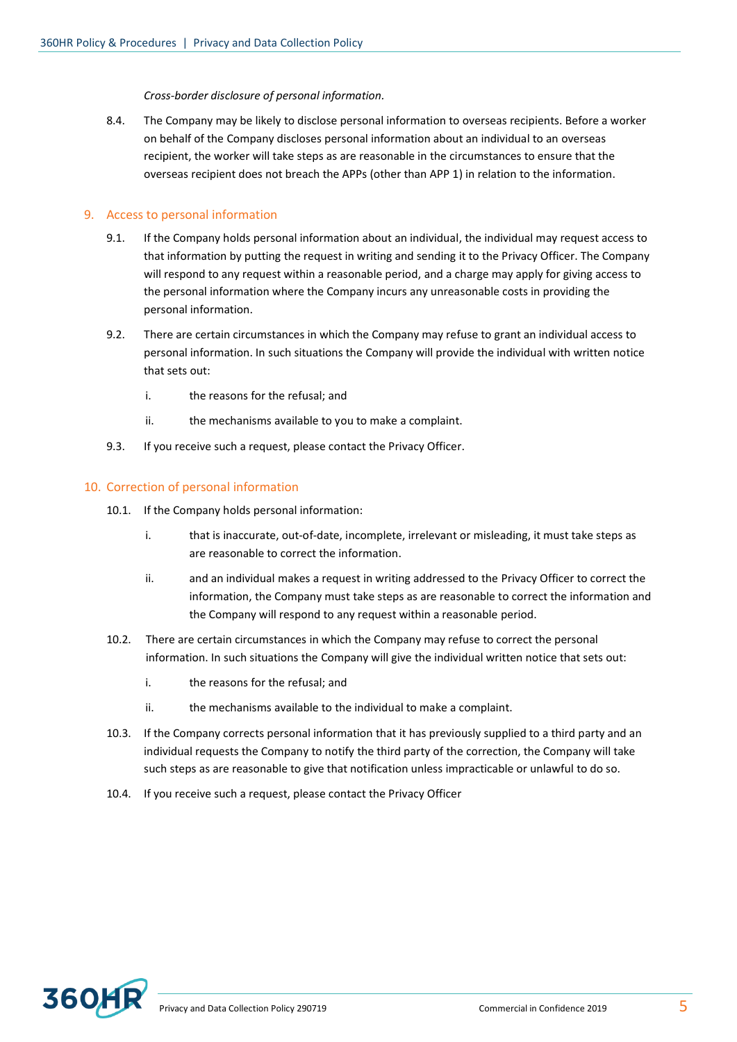*Cross-border disclosure of personal information.*

8.4. The Company may be likely to disclose personal information to overseas recipients. Before a worker on behalf of the Company discloses personal information about an individual to an overseas recipient, the worker will take steps as are reasonable in the circumstances to ensure that the overseas recipient does not breach the APPs (other than APP 1) in relation to the information.

## 9. Access to personal information

9.1. If the Company holds personal information about an individual, the individual may request access to that information by putting the request in writing and sending it to the Privacy Officer. The Company will respond to any request within a reasonable period, and a charge may apply for giving access to the personal information where the Company incurs any unreasonable costs in providing the personal information.

9.2. There are certain circumstances in which the Company may refuse to grant an individual access to personal information. In such situations the Company will provide the individual with written notice that sets out:

i. the reasons for the refusal; and

ii. the mechanisms available to you to make a complaint.

9.3. If you receive such a request, please contact the Privacy Officer.

## 10. Correction of personal information

10.1. If the Company holds personal information:

i. that is inaccurate, out-of-date, incomplete, irrelevant or misleading, it must take steps as are reasonable to correct the information.

ii. and an individual makes a request in writing addressed to the Privacy Officer to correct the information, the Company must take steps as are reasonable to correct the information and the Company will respond to any request within a reasonable period.

10.2. There are certain circumstances in which the Company may refuse to correct the personal information. In such situations the Company will give the individual written notice that sets out:

i. the reasons for the refusal; and

ii. the mechanisms available to the individual to make a complaint.

10.3. If the Company corrects personal information that it has previously supplied to a third party and an individual requests the Company to notify the third party of the correction, the Company will take such steps as are reasonable to give that notification unless impracticable or unlawful to do so.

10.4. If you receive such a request, please contact the Privacy Officer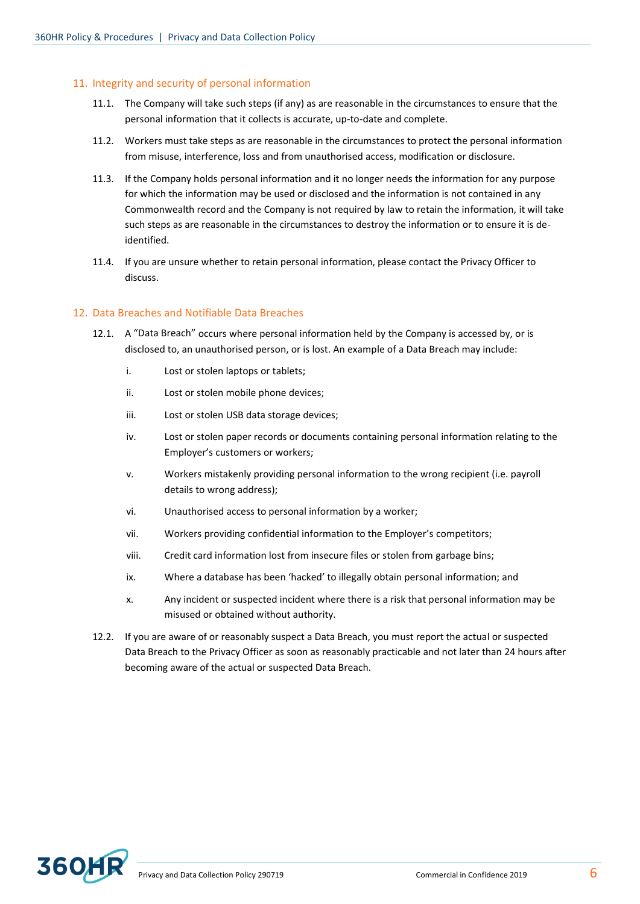## 11. Integrity and security of personal information

11.1. The Company will take such steps (if any) as are reasonable in the circumstances to ensure that the personal information that it collects is accurate, up-to-date and complete.

11.2. Workers must take steps as are reasonable in the circumstances to protect the personal information from misuse, interference, loss and from unauthorised access, modification or disclosure.

11.3. If the Company holds personal information and it no longer needs the information for any purpose for which the information may be used or disclosed and the information is not contained in any Commonwealth record and the Company is not required by law to retain the information, it will take such steps as are reasonable in the circumstances to destroy the information or to ensure it is de-identified.

11.4. If you are unsure whether to retain personal information, please contact the Privacy Officer to discuss.

## 12. Data Breaches and Notifiable Data Breaches

12.1. A "Data Breach" occurs where personal information held by the Company is accessed by, or is disclosed to, an unauthorised person, or is lost. An example of a Data Breach may include:

i. Lost or stolen laptops or tablets;

ii. Lost or stolen mobile phone devices;

iii. Lost or stolen USB data storage devices;

iv. Lost or stolen paper records or documents containing personal information relating to the Employer's customers or workers;

v. Workers mistakenly providing personal information to the wrong recipient (i.e. payroll details to wrong address);

vi. Unauthorised access to personal information by a worker;

vii. Workers providing confidential information to the Employer's competitors;

viii. Credit card information lost from insecure files or stolen from garbage bins;

ix. Where a database has been 'hacked' to illegally obtain personal information; and

x. Any incident or suspected incident where there is a risk that personal information may be misused or obtained without authority.

12.2. If you are aware of or reasonably suspect a Data Breach, you must report the actual or suspected Data Breach to the Privacy Officer as soon as reasonably practicable and not later than 24 hours after becoming aware of the actual or suspected Data Breach.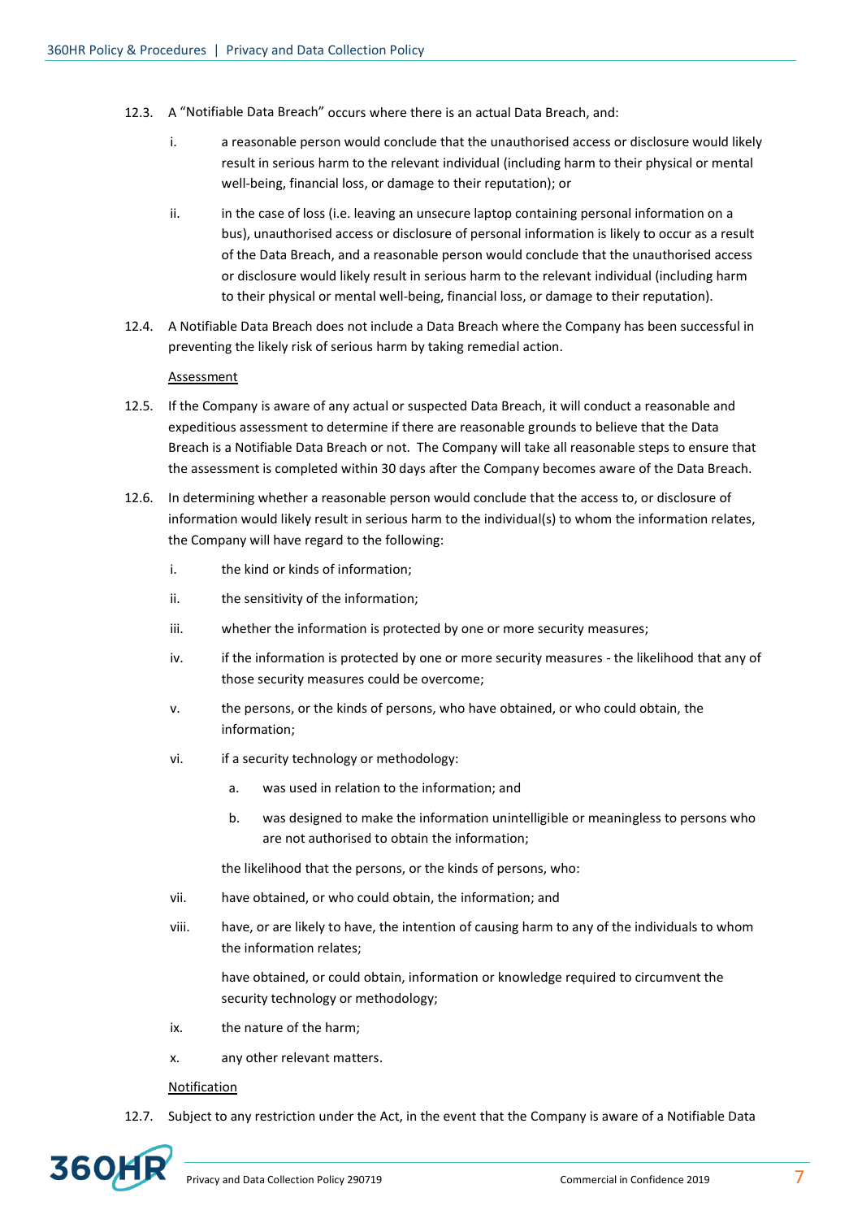12.3. A "Notifiable Data Breach" occurs where there is an actual Data Breach, and:

i. a reasonable person would conclude that the unauthorised access or disclosure would likely result in serious harm to the relevant individual (including harm to their physical or mental well-being, financial loss, or damage to their reputation); or

ii. in the case of loss (i.e. leaving an unsecure laptop containing personal information on a bus), unauthorised access or disclosure of personal information is likely to occur as a result of the Data Breach, and a reasonable person would conclude that the unauthorised access or disclosure would likely result in serious harm to the relevant individual (including harm to their physical or mental well-being, financial loss, or damage to their reputation).

12.4. A Notifiable Data Breach does not include a Data Breach where the Company has been successful in preventing the likely risk of serious harm by taking remedial action.

<u>Assessment</u>

12.5. If the Company is aware of any actual or suspected Data Breach, it will conduct a reasonable and expeditious assessment to determine if there are reasonable grounds to believe that the Data Breach is a Notifiable Data Breach or not. The Company will take all reasonable steps to ensure that the assessment is completed within 30 days after the Company becomes aware of the Data Breach.

12.6. In determining whether a reasonable person would conclude that the access to, or disclosure of information would likely result in serious harm to the individual(s) to whom the information relates, the Company will have regard to the following:

i. the kind or kinds of information;

ii. the sensitivity of the information;

iii. whether the information is protected by one or more security measures;

iv. if the information is protected by one or more security measures - the likelihood that any of those security measures could be overcome;

v. the persons, or the kinds of persons, who have obtained, or who could obtain, the information;

vi. if a security technology or methodology:

   a. was used in relation to the information; and

   b. was designed to make the information unintelligible or meaningless to persons who are not authorised to obtain the information;

   the likelihood that the persons, or the kinds of persons, who:

vii. have obtained, or who could obtain, the information; and

viii. have, or are likely to have, the intention of causing harm to any of the individuals to whom the information relates;

   have obtained, or could obtain, information or knowledge required to circumvent the security technology or methodology;

ix. the nature of the harm;

x. any other relevant matters.

<u>Notification</u>

12.7. Subject to any restriction under the Act, in the event that the Company is aware of a Notifiable Data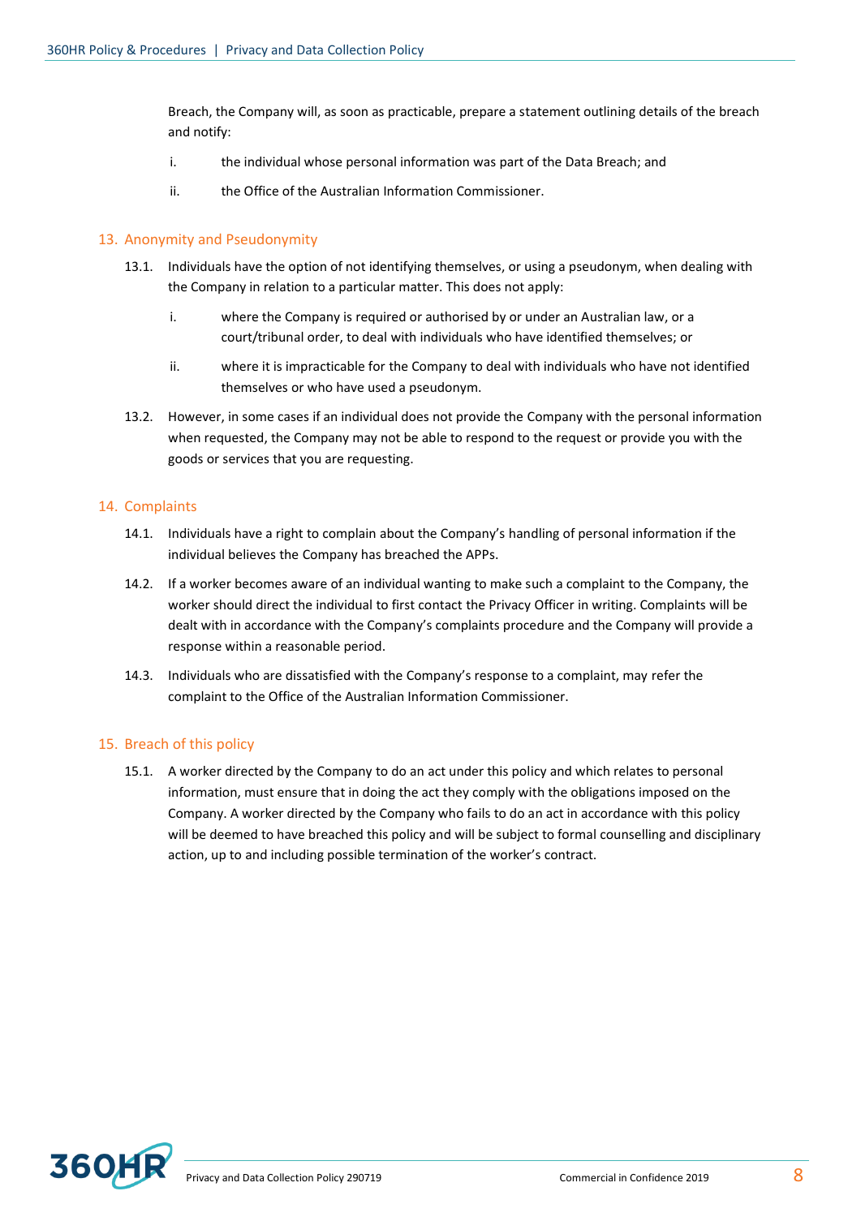Breach, the Company will, as soon as practicable, prepare a statement outlining details of the breach and notify:

i. the individual whose personal information was part of the Data Breach; and

ii. the Office of the Australian Information Commissioner.

## 13. Anonymity and Pseudonymity

13.1. Individuals have the option of not identifying themselves, or using a pseudonym, when dealing with the Company in relation to a particular matter. This does not apply:

i. where the Company is required or authorised by or under an Australian law, or a court/tribunal order, to deal with individuals who have identified themselves; or

ii. where it is impracticable for the Company to deal with individuals who have not identified themselves or who have used a pseudonym.

13.2. However, in some cases if an individual does not provide the Company with the personal information when requested, the Company may not be able to respond to the request or provide you with the goods or services that you are requesting.

## 14. Complaints

14.1. Individuals have a right to complain about the Company's handling of personal information if the individual believes the Company has breached the APPs.

14.2. If a worker becomes aware of an individual wanting to make such a complaint to the Company, the worker should direct the individual to first contact the Privacy Officer in writing. Complaints will be dealt with in accordance with the Company's complaints procedure and the Company will provide a response within a reasonable period.

14.3. Individuals who are dissatisfied with the Company's response to a complaint, may refer the complaint to the Office of the Australian Information Commissioner.

## 15. Breach of this policy

15.1. A worker directed by the Company to do an act under this policy and which relates to personal information, must ensure that in doing the act they comply with the obligations imposed on the Company. A worker directed by the Company who fails to do an act in accordance with this policy will be deemed to have breached this policy and will be subject to formal counselling and disciplinary action, up to and including possible termination of the worker's contract.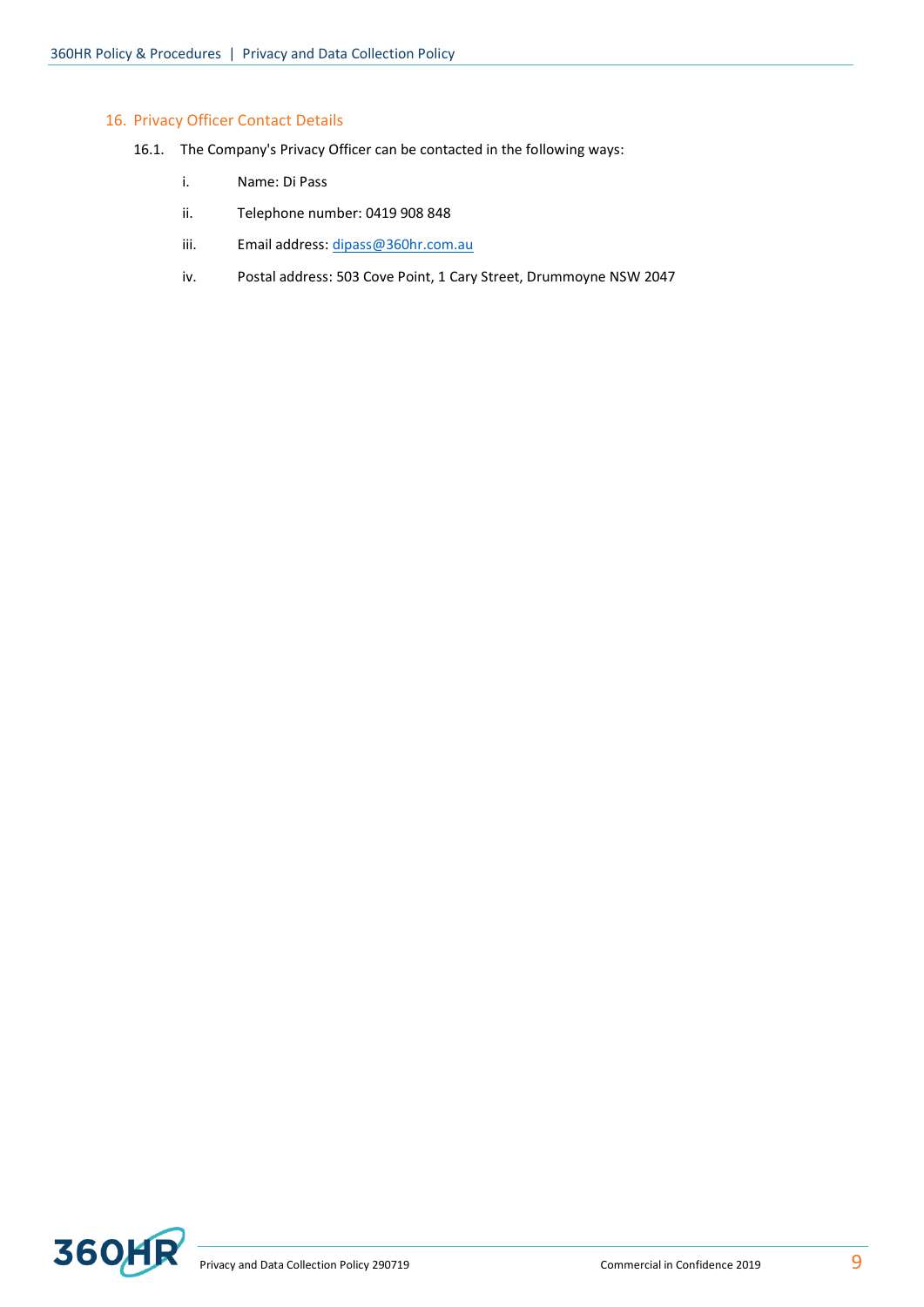## 16. Privacy Officer Contact Details

16.1. The Company's Privacy Officer can be contacted in the following ways:

i. Name: Di Pass

ii. Telephone number: 0419 908 848

iii. Email address: dipass@360hr.com.au

iv. Postal address: 503 Cove Point, 1 Cary Street, Drummoyne NSW 2047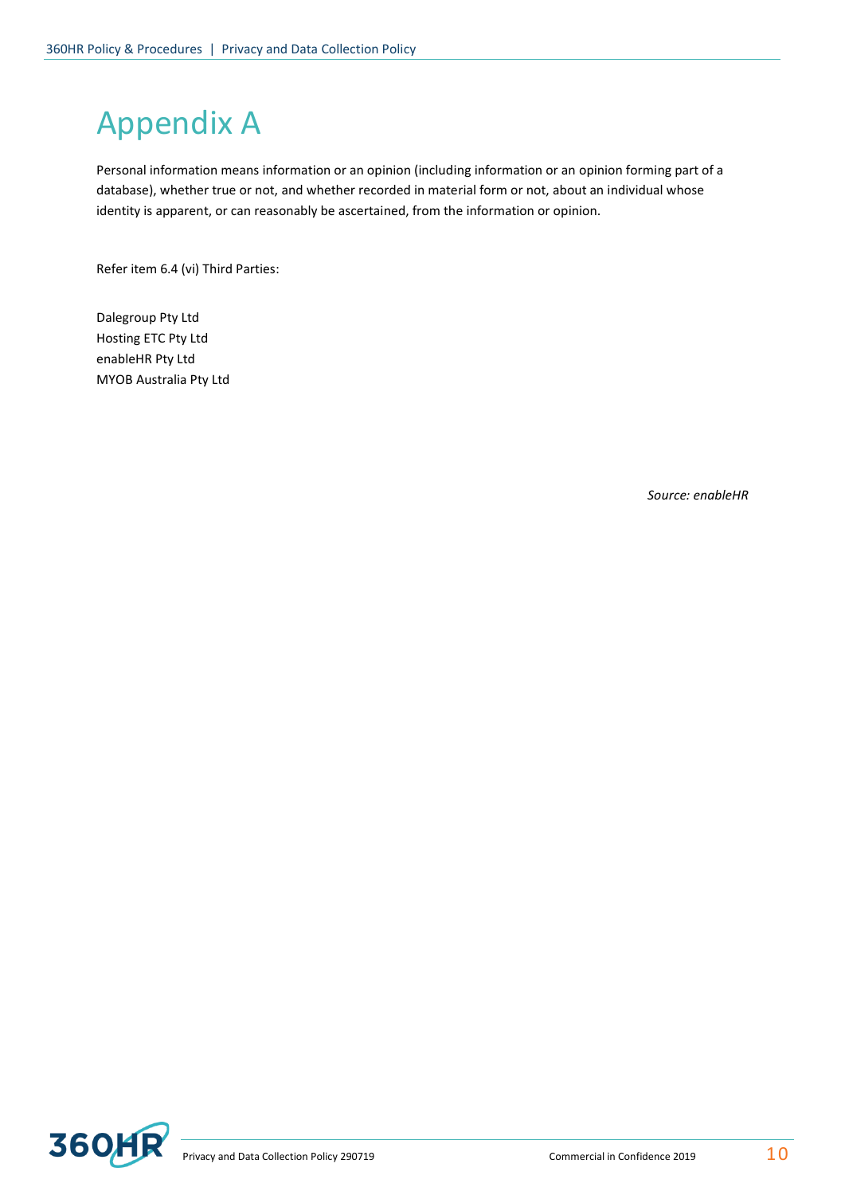# Appendix A

Personal information means information or an opinion (including information or an opinion forming part of a database), whether true or not, and whether recorded in material form or not, about an individual whose identity is apparent, or can reasonably be ascertained, from the information or opinion.

Refer item 6.4 (vi) Third Parties:

Dalegroup Pty Ltd
Hosting ETC Pty Ltd
enableHR Pty Ltd
MYOB Australia Pty Ltd

*Source: enableHR*